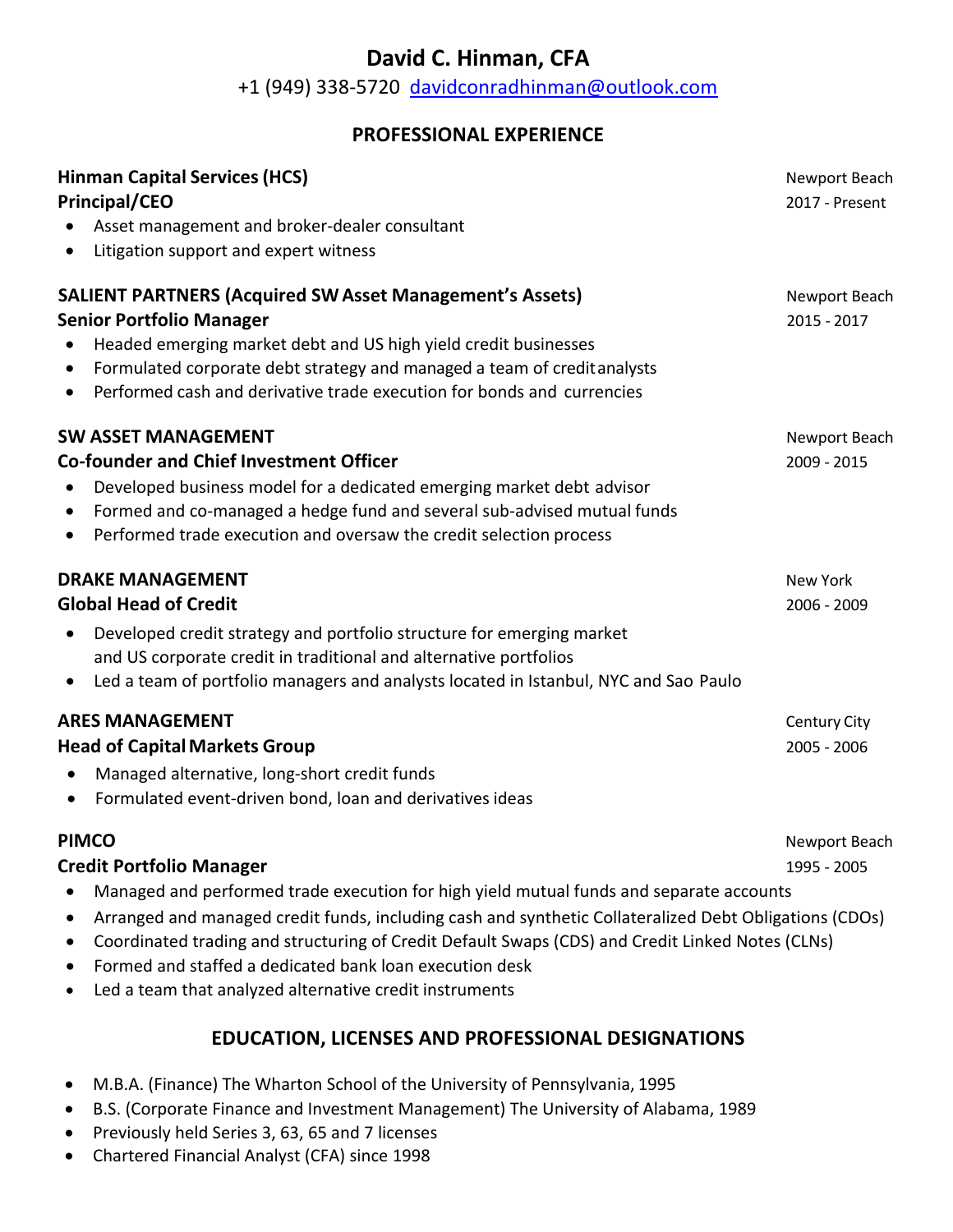# David C. Hinman, CFA

+1 (949) 338-5720 davidconradhinman@outlook.com

## PROFESSIONAL EXPERIENCE

**Hinman Capital Services (HCS)** — Newport Beach
**Principal/CEO** — 2017 - Present

- Asset management and broker-dealer consultant
- Litigation support and expert witness

**SALIENT PARTNERS (Acquired SW Asset Management's Assets)** — Newport Beach
**Senior Portfolio Manager** — 2015 - 2017

- Headed emerging market debt and US high yield credit businesses
- Formulated corporate debt strategy and managed a team of credit analysts
- Performed cash and derivative trade execution for bonds and currencies

**SW ASSET MANAGEMENT** — Newport Beach
**Co-founder and Chief Investment Officer** — 2009 - 2015

- Developed business model for a dedicated emerging market debt advisor
- Formed and co-managed a hedge fund and several sub-advised mutual funds
- Performed trade execution and oversaw the credit selection process

**DRAKE MANAGEMENT** — New York
**Global Head of Credit** — 2006 - 2009

- Developed credit strategy and portfolio structure for emerging market and US corporate credit in traditional and alternative portfolios
- Led a team of portfolio managers and analysts located in Istanbul, NYC and Sao Paulo

**ARES MANAGEMENT** — Century City
**Head of Capital Markets Group** — 2005 - 2006

- Managed alternative, long-short credit funds
- Formulated event-driven bond, loan and derivatives ideas

**PIMCO** — Newport Beach
**Credit Portfolio Manager** — 1995 - 2005

- Managed and performed trade execution for high yield mutual funds and separate accounts
- Arranged and managed credit funds, including cash and synthetic Collateralized Debt Obligations (CDOs)
- Coordinated trading and structuring of Credit Default Swaps (CDS) and Credit Linked Notes (CLNs)
- Formed and staffed a dedicated bank loan execution desk
- Led a team that analyzed alternative credit instruments

## EDUCATION, LICENSES AND PROFESSIONAL DESIGNATIONS

- M.B.A. (Finance) The Wharton School of the University of Pennsylvania, 1995
- B.S. (Corporate Finance and Investment Management) The University of Alabama, 1989
- Previously held Series 3, 63, 65 and 7 licenses
- Chartered Financial Analyst (CFA) since 1998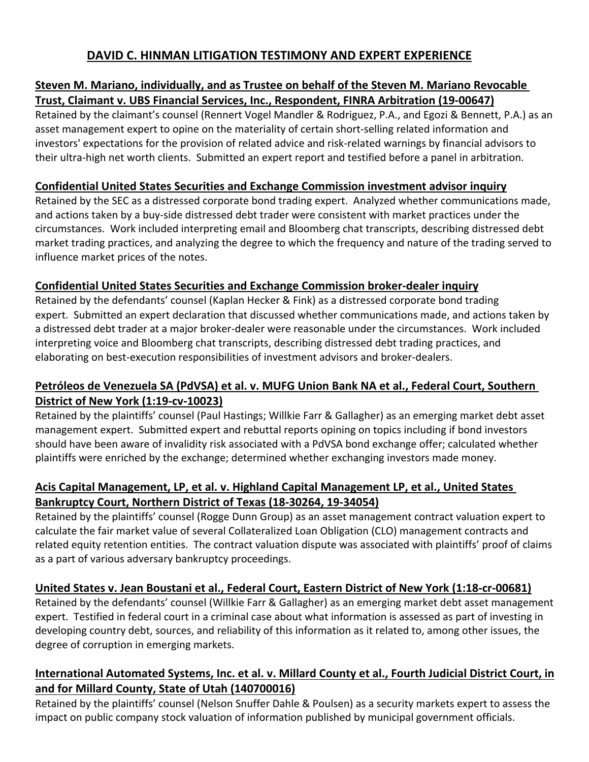# DAVID C. HINMAN LITIGATION TESTIMONY AND EXPERT EXPERIENCE

## Steven M. Mariano, individually, and as Trustee on behalf of the Steven M. Mariano Revocable Trust, Claimant v. UBS Financial Services, Inc., Respondent, FINRA Arbitration (19-00647)

Retained by the claimant's counsel (Rennert Vogel Mandler & Rodriguez, P.A., and Egozi & Bennett, P.A.) as an asset management expert to opine on the materiality of certain short-selling related information and investors' expectations for the provision of related advice and risk-related warnings by financial advisors to their ultra-high net worth clients. Submitted an expert report and testified before a panel in arbitration.

## Confidential United States Securities and Exchange Commission investment advisor inquiry

Retained by the SEC as a distressed corporate bond trading expert. Analyzed whether communications made, and actions taken by a buy-side distressed debt trader were consistent with market practices under the circumstances. Work included interpreting email and Bloomberg chat transcripts, describing distressed debt market trading practices, and analyzing the degree to which the frequency and nature of the trading served to influence market prices of the notes.

## Confidential United States Securities and Exchange Commission broker-dealer inquiry

Retained by the defendants' counsel (Kaplan Hecker & Fink) as a distressed corporate bond trading expert. Submitted an expert declaration that discussed whether communications made, and actions taken by a distressed debt trader at a major broker-dealer were reasonable under the circumstances. Work included interpreting voice and Bloomberg chat transcripts, describing distressed debt trading practices, and elaborating on best-execution responsibilities of investment advisors and broker-dealers.

## Petróleos de Venezuela SA (PdVSA) et al. v. MUFG Union Bank NA et al., Federal Court, Southern District of New York (1:19-cv-10023)

Retained by the plaintiffs' counsel (Paul Hastings; Willkie Farr & Gallagher) as an emerging market debt asset management expert. Submitted expert and rebuttal reports opining on topics including if bond investors should have been aware of invalidity risk associated with a PdVSA bond exchange offer; calculated whether plaintiffs were enriched by the exchange; determined whether exchanging investors made money.

## Acis Capital Management, LP, et al. v. Highland Capital Management LP, et al., United States Bankruptcy Court, Northern District of Texas (18-30264, 19-34054)

Retained by the plaintiffs' counsel (Rogge Dunn Group) as an asset management contract valuation expert to calculate the fair market value of several Collateralized Loan Obligation (CLO) management contracts and related equity retention entities. The contract valuation dispute was associated with plaintiffs' proof of claims as a part of various adversary bankruptcy proceedings.

## United States v. Jean Boustani et al., Federal Court, Eastern District of New York (1:18-cr-00681)

Retained by the defendants' counsel (Willkie Farr & Gallagher) as an emerging market debt asset management expert. Testified in federal court in a criminal case about what information is assessed as part of investing in developing country debt, sources, and reliability of this information as it related to, among other issues, the degree of corruption in emerging markets.

## International Automated Systems, Inc. et al. v. Millard County et al., Fourth Judicial District Court, in and for Millard County, State of Utah (140700016)

Retained by the plaintiffs' counsel (Nelson Snuffer Dahle & Poulsen) as a security markets expert to assess the impact on public company stock valuation of information published by municipal government officials.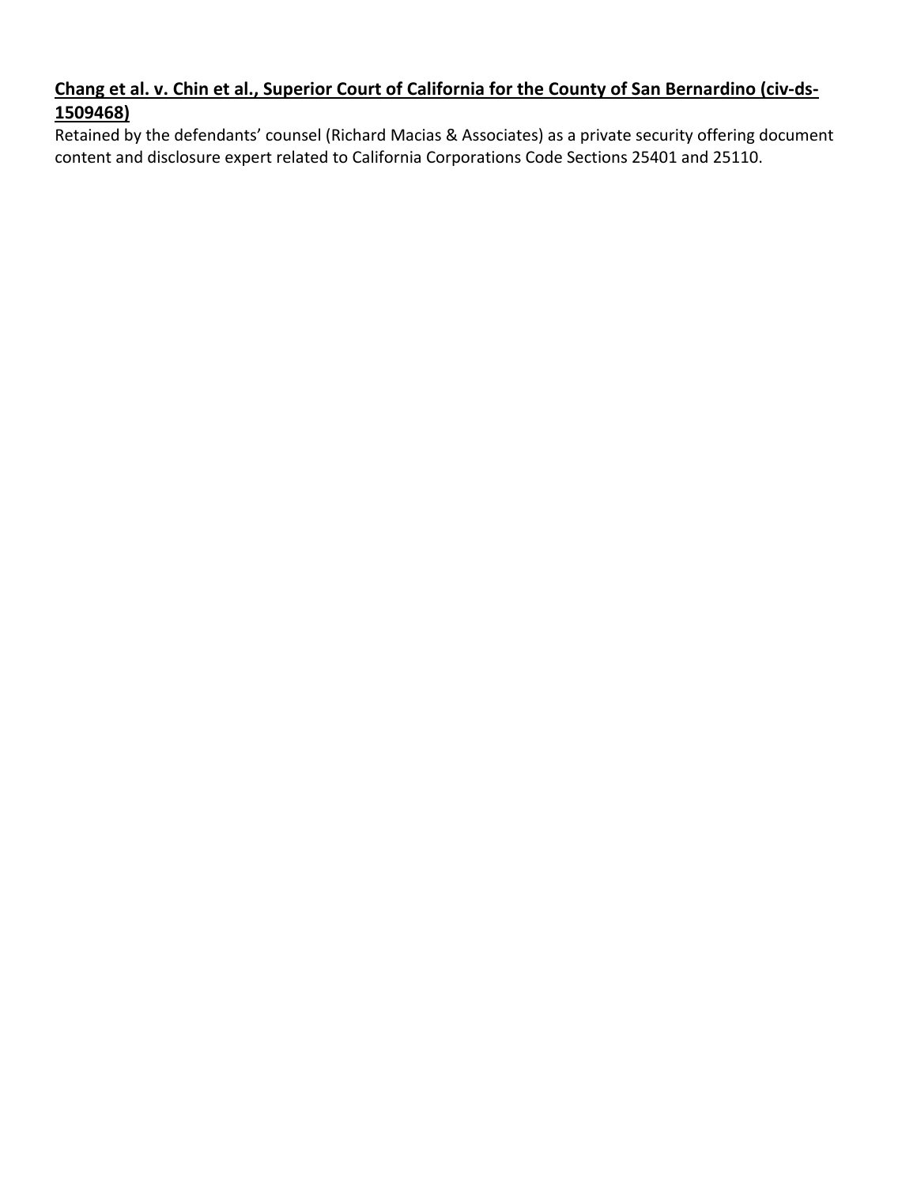**<u>Chang et al. v. Chin et al., Superior Court of California for the County of San Bernardino (civ-ds-1509468)</u>**

Retained by the defendants' counsel (Richard Macias & Associates) as a private security offering document content and disclosure expert related to California Corporations Code Sections 25401 and 25110.